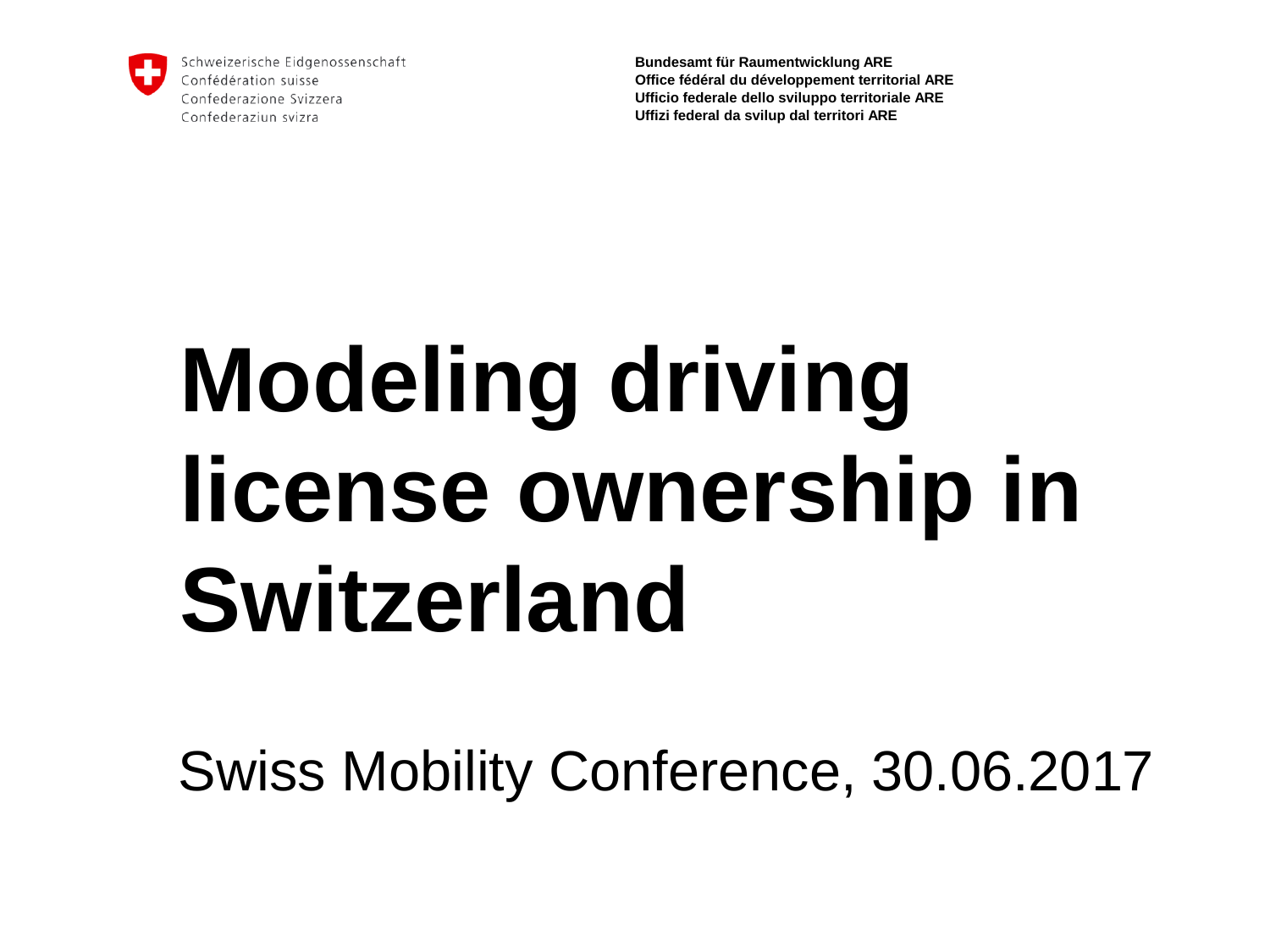Schweizerische Eidgenossenschaft
Confédération suisse
Confederazione Svizzera
Confederaziun svizra

**Bundesamt für Raumentwicklung ARE**
**Office fédéral du développement territorial ARE**
**Ufficio federale dello sviluppo territoriale ARE**
**Uffizi federal da svilup dal territori ARE**

# Modeling driving license ownership in Switzerland

Swiss Mobility Conference, 30.06.2017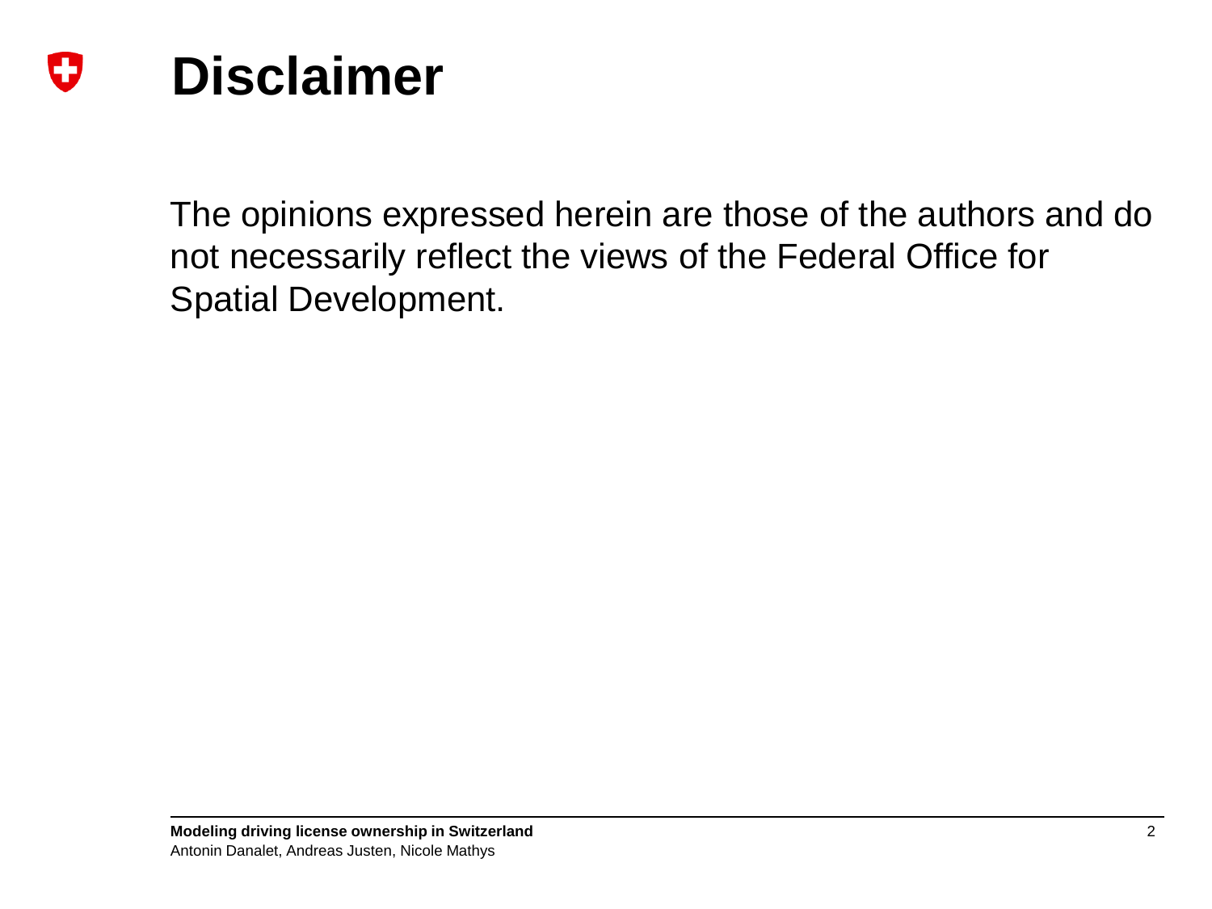# Disclaimer

The opinions expressed herein are those of the authors and do not necessarily reflect the views of the Federal Office for Spatial Development.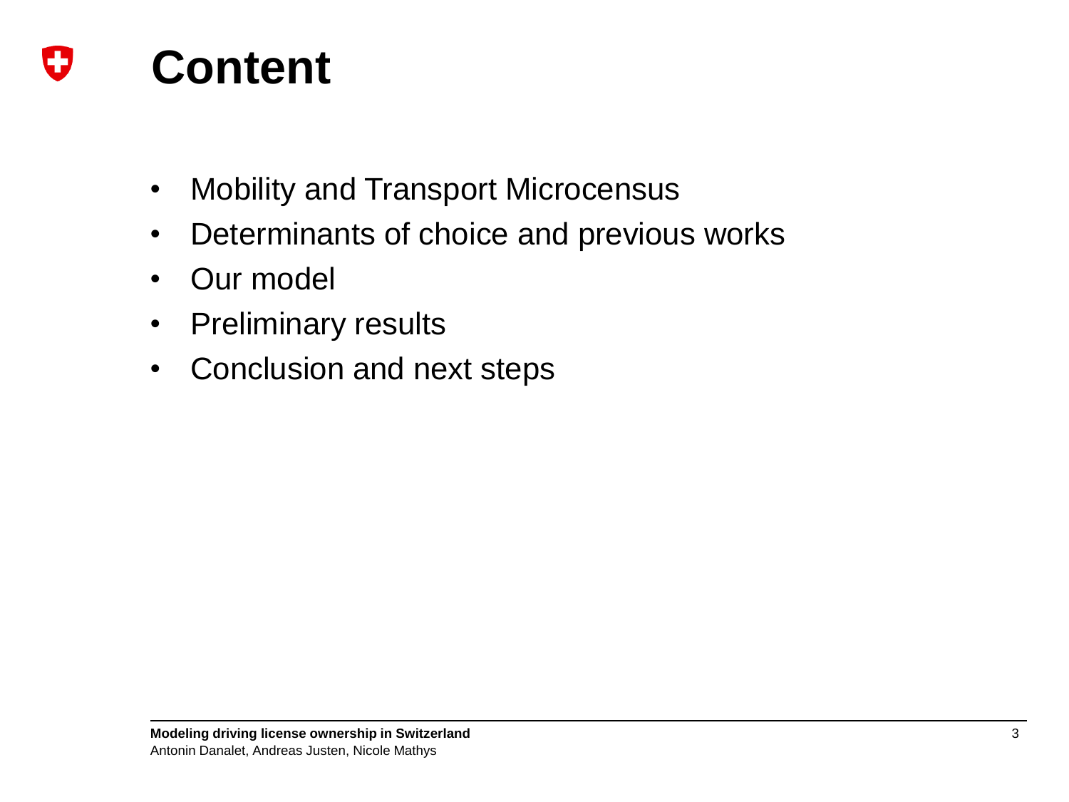# Content

- Mobility and Transport Microcensus
- Determinants of choice and previous works
- Our model
- Preliminary results
- Conclusion and next steps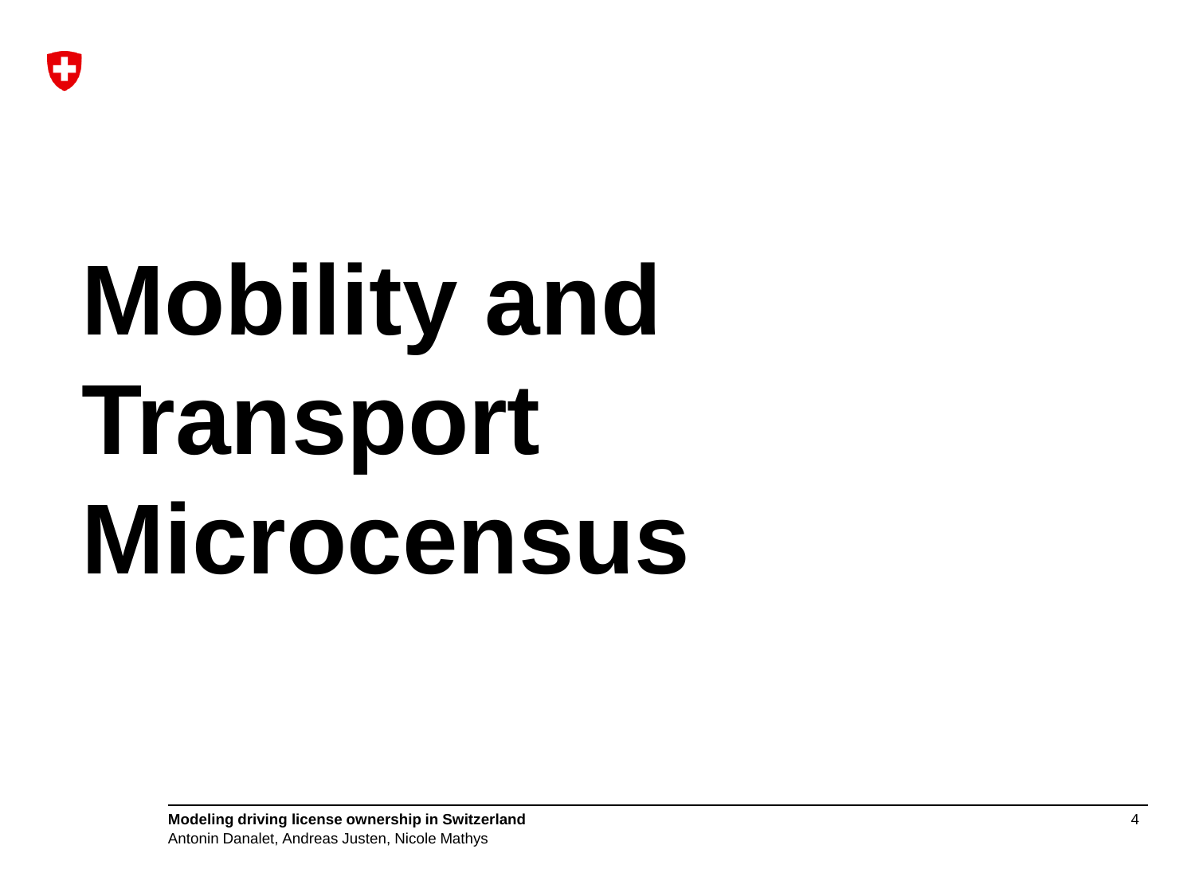# Mobility and Transport Microcensus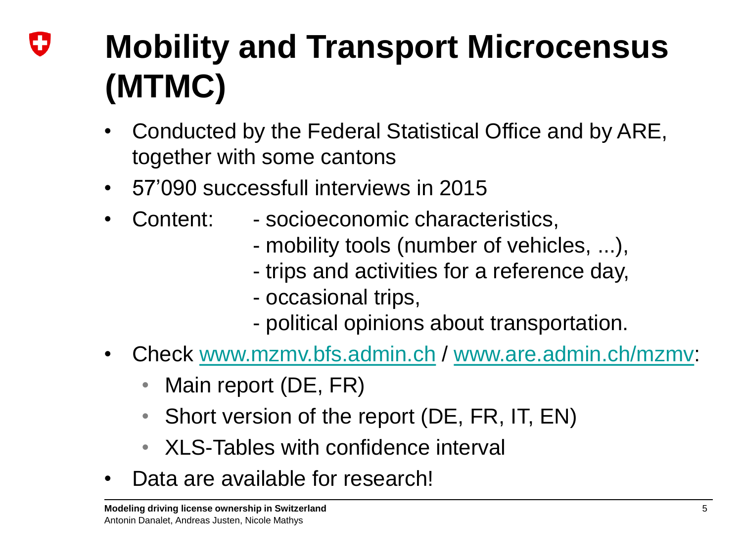# Mobility and Transport Microcensus (MTMC)

- Conducted by the Federal Statistical Office and by ARE, together with some cantons
- 57’090 successfull interviews in 2015
- Content:
  - socioeconomic characteristics,
  - mobility tools (number of vehicles, ...),
  - trips and activities for a reference day,
  - occasional trips,
  - political opinions about transportation.
- Check www.mzmv.bfs.admin.ch / www.are.admin.ch/mzmv:
  - Main report (DE, FR)
  - Short version of the report (DE, FR, IT, EN)
  - XLS-Tables with confidence interval
- Data are available for research!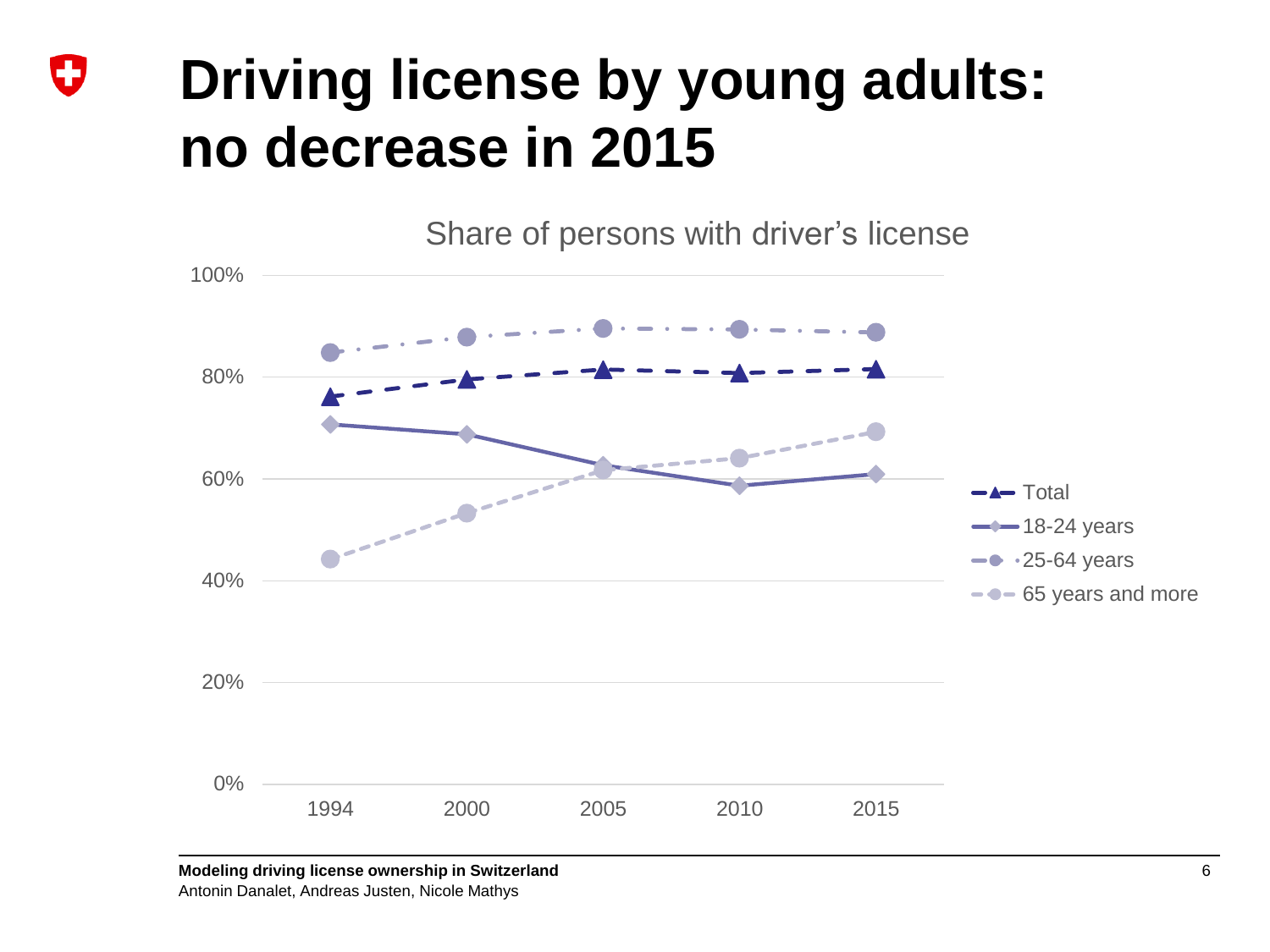# Driving license by young adults: no decrease in 2015

Share of persons with driver's license

| | 1994 | 2000 | 2005 | 2010 | 2015 |
|---|---|---|---|---|---|
| Total | 76% | 80% | 81% | 81% | 81% |
| 18-24 years | 71% | 69% | 63% | 59% | 61% |
| 25-64 years | 85% | 88% | 89% | 89% | 89% |
| 65 years and more | 44% | 53% | 62% | 64% | 69% |

**Modeling driving license ownership in Switzerland**
Antonin Danalet, Andreas Justen, Nicole Mathys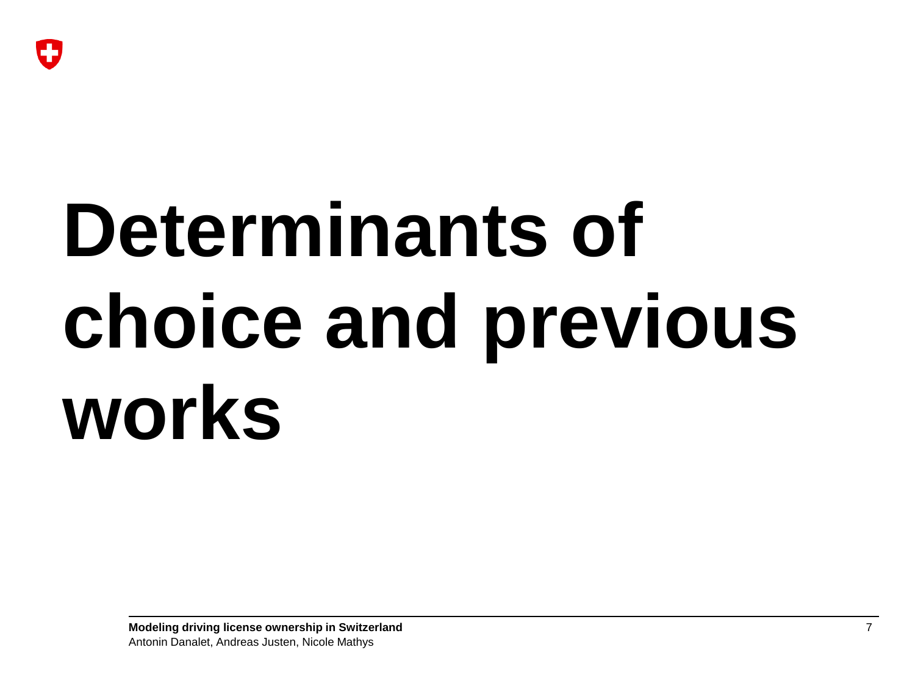# Determinants of choice and previous works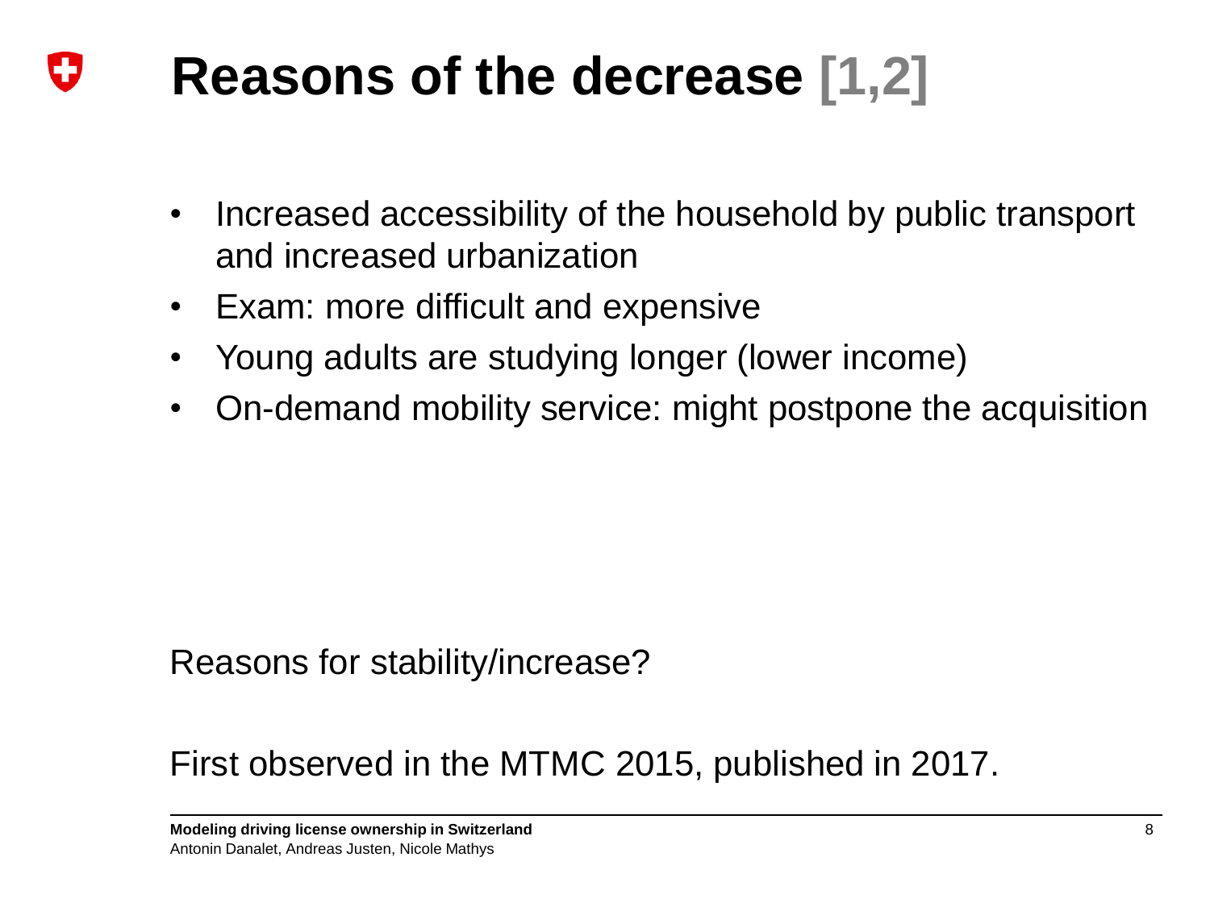# Reasons of the decrease [1,2]

- Increased accessibility of the household by public transport and increased urbanization
- Exam: more difficult and expensive
- Young adults are studying longer (lower income)
- On-demand mobility service: might postpone the acquisition

Reasons for stability/increase?

First observed in the MTMC 2015, published in 2017.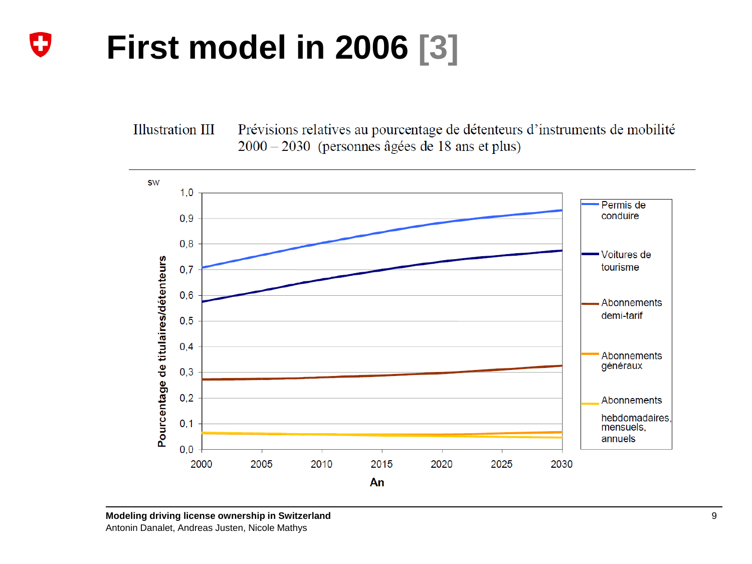# First model in 2006 [3]

Illustration III Prévisions relatives au pourcentage de détenteurs d'instruments de mobilité 2000 – 2030 (personnes âgées de 18 ans et plus)

sw

Pourcentage de titulaires/détenteurs

1,0
0,9
0,8
0,7
0,6
0,5
0,4
0,3
0,2
0,1
0,0

2000 2005 2010 2015 2020 2025 2030

An

- Permis de conduire
- Voitures de tourisme
- Abonnements demi-tarif
- Abonnements généraux
- Abonnements hebdomadaires, mensuels, annuels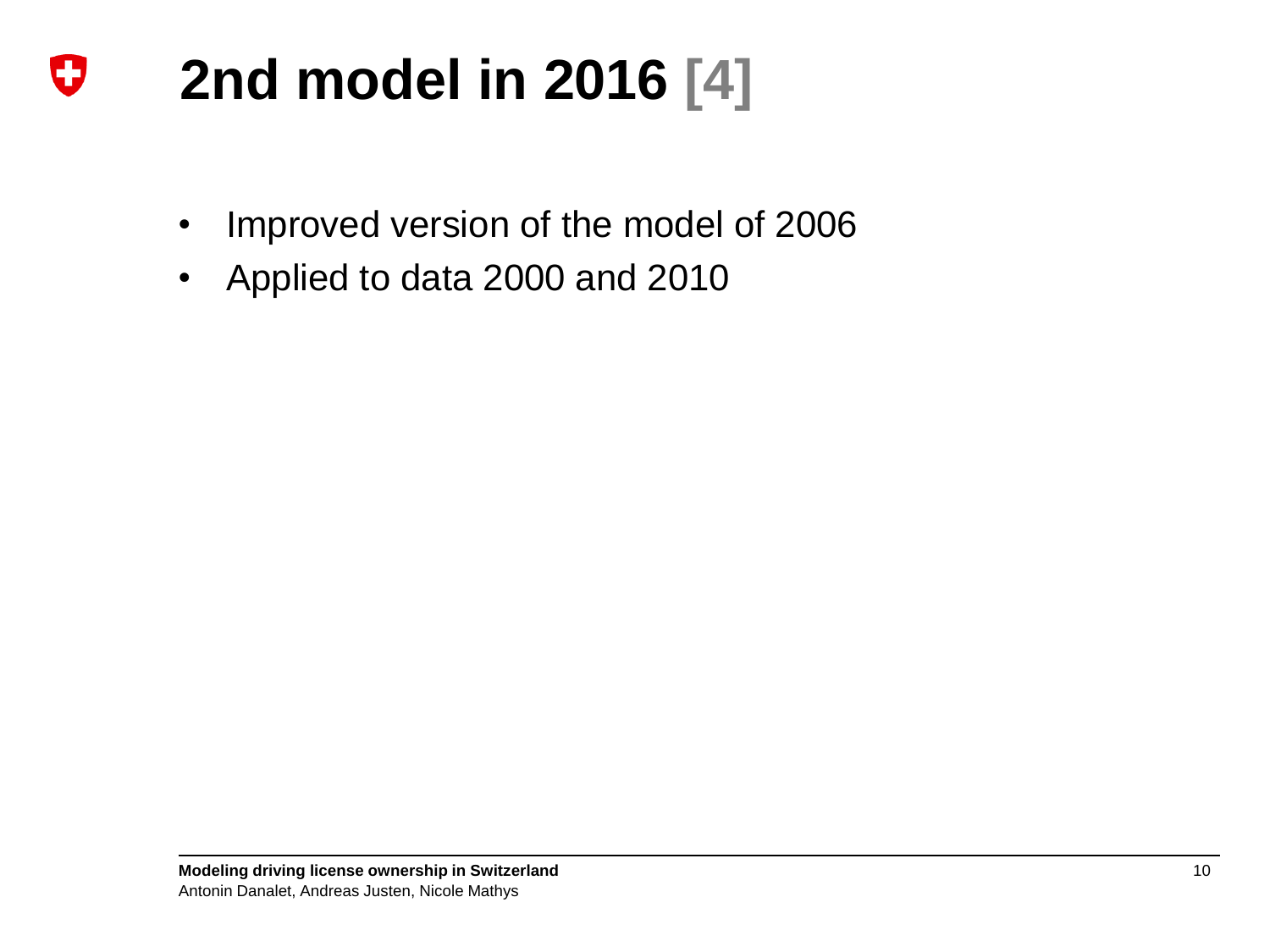# 2nd model in 2016 [4]

- Improved version of the model of 2006
- Applied to data 2000 and 2010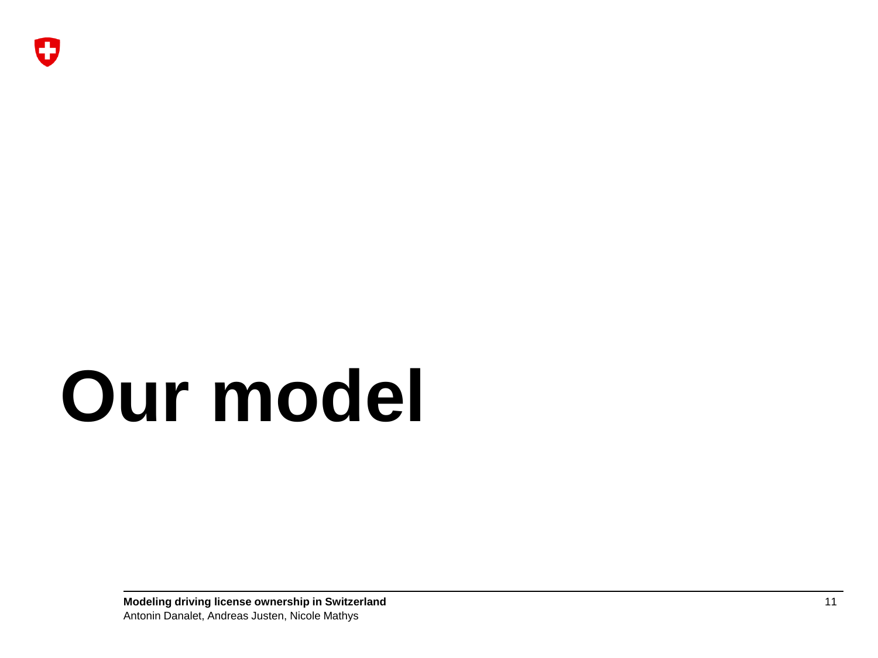# Our model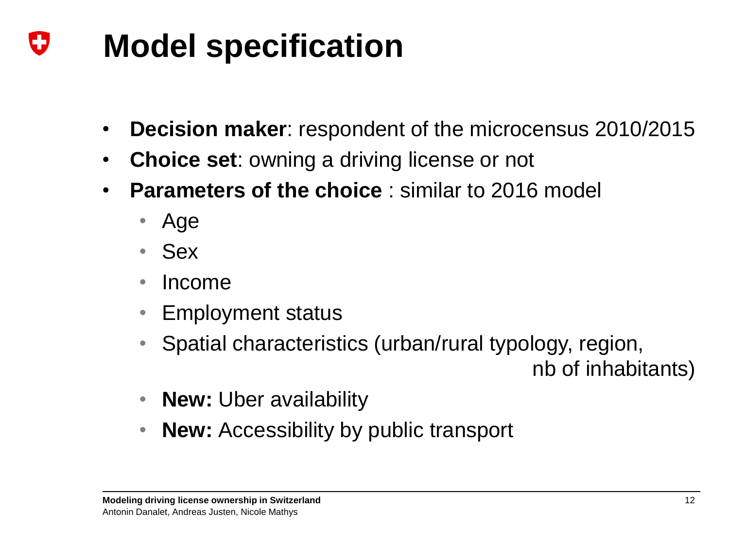# Model specification

- **Decision maker**: respondent of the microcensus 2010/2015
- **Choice set**: owning a driving license or not
- **Parameters of the choice** : similar to 2016 model
  - Age
  - Sex
  - Income
  - Employment status
  - Spatial characteristics (urban/rural typology, region, nb of inhabitants)
  - **New:** Uber availability
  - **New:** Accessibility by public transport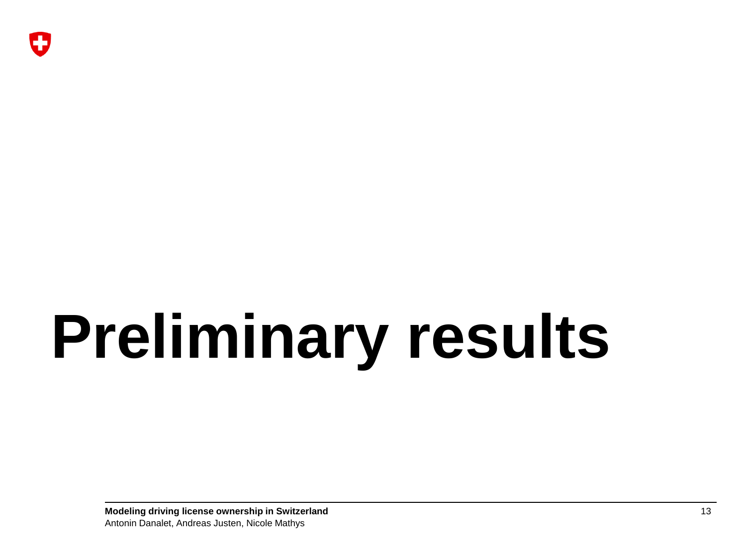# Preliminary results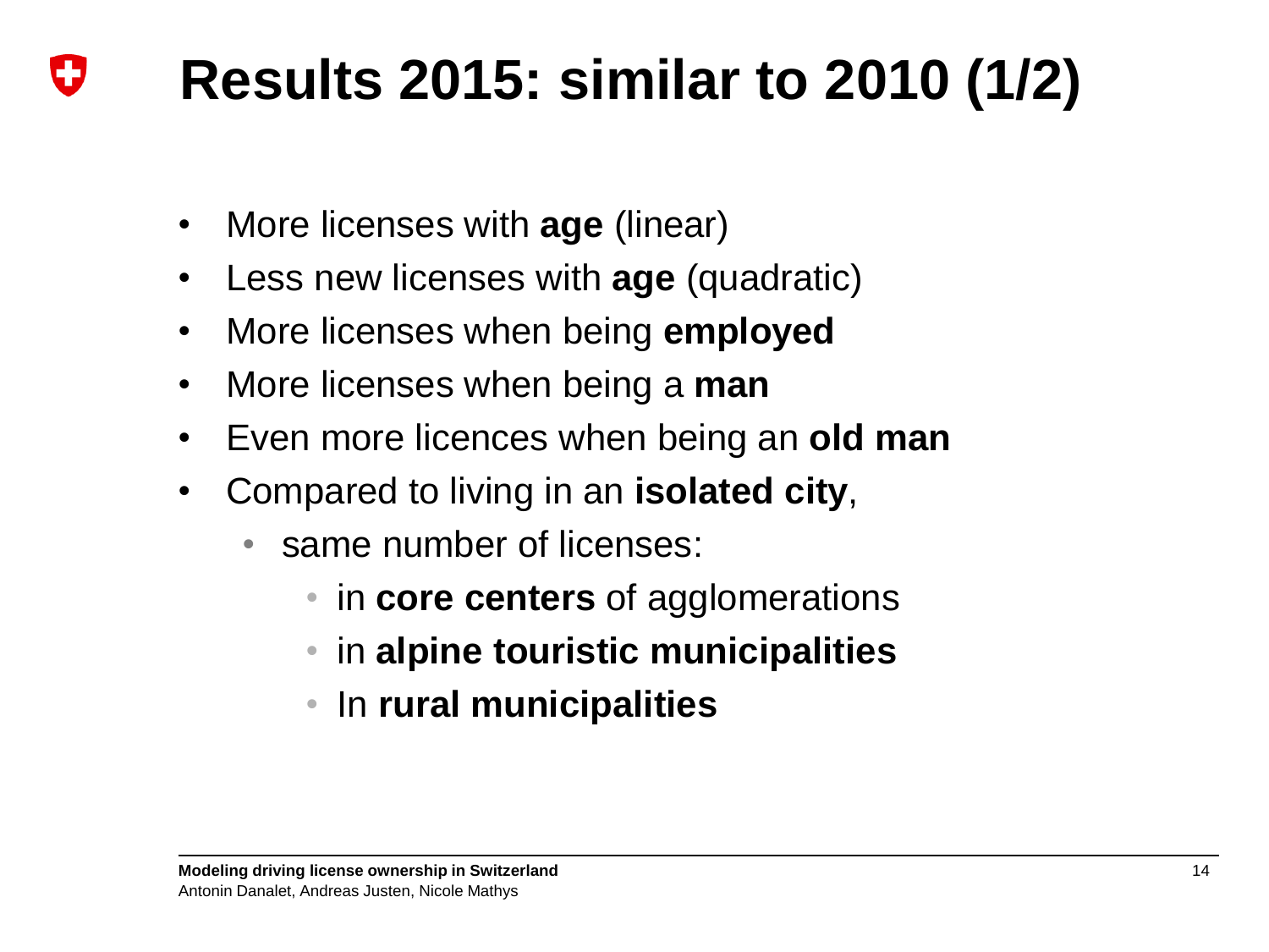# Results 2015: similar to 2010 (1/2)

- More licenses with **age** (linear)
- Less new licenses with **age** (quadratic)
- More licenses when being **employed**
- More licenses when being a **man**
- Even more licences when being an **old man**
- Compared to living in an **isolated city**,
  - same number of licenses:
    - in **core centers** of agglomerations
    - in **alpine touristic municipalities**
    - In **rural municipalities**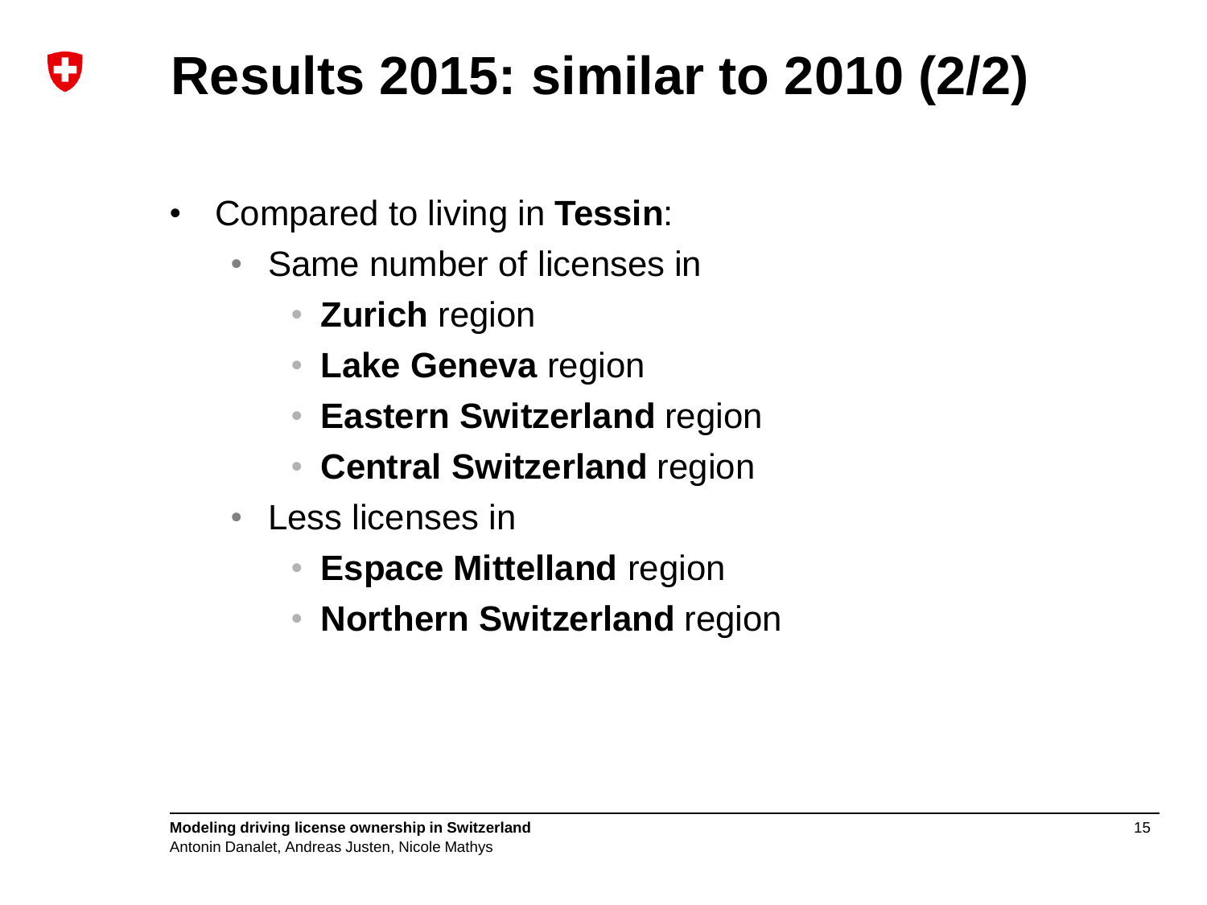# Results 2015: similar to 2010 (2/2)

- Compared to living in **Tessin**:
  - Same number of licenses in
    - **Zurich** region
    - **Lake Geneva** region
    - **Eastern Switzerland** region
    - **Central Switzerland** region
  - Less licenses in
    - **Espace Mittelland** region
    - **Northern Switzerland** region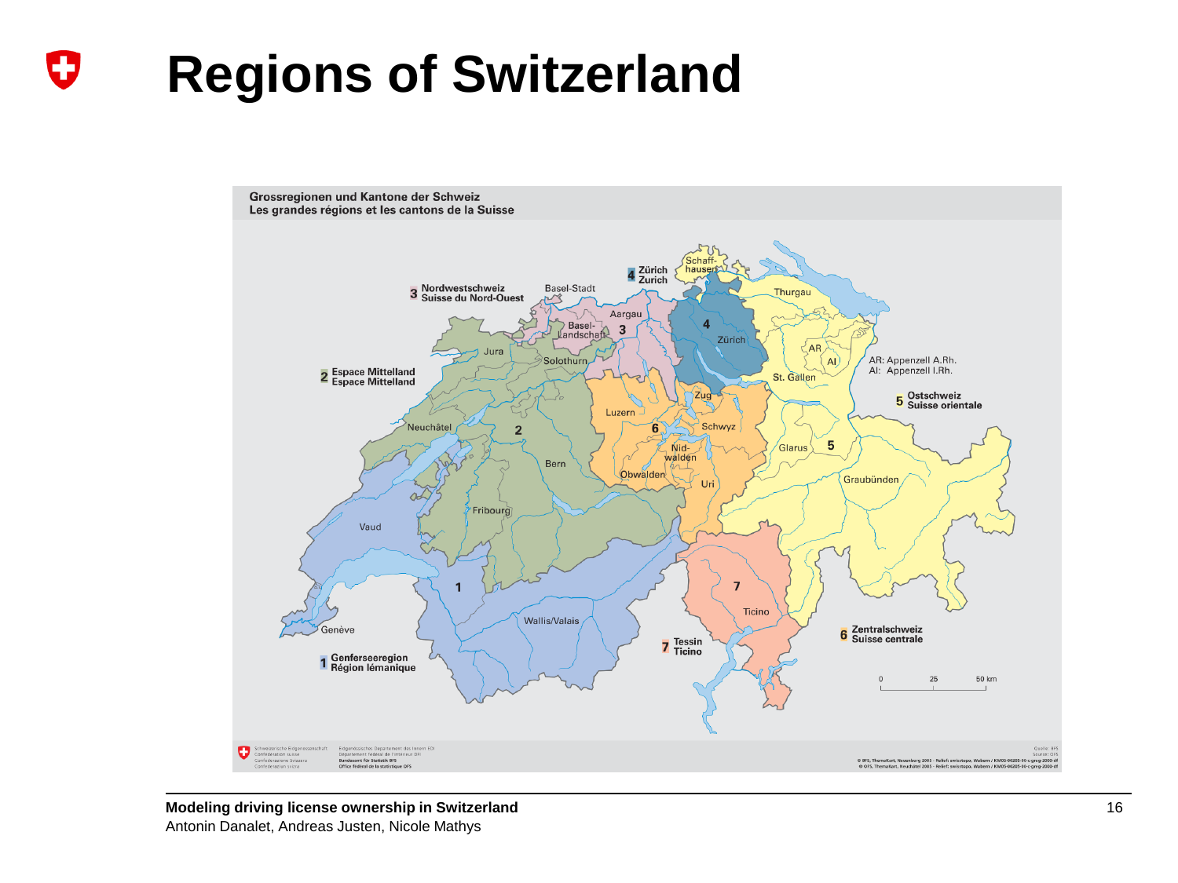# Regions of Switzerland

Grossregionen und Kantone der Schweiz
Les grandes régions et les cantons de la Suisse

1 Genferseeregion / Région lémanique
2 Espace Mittelland / Espace Mittelland
3 Nordwestschweiz / Suisse du Nord-Ouest
4 Zürich / Zurich
5 Ostschweiz / Suisse orientale
6 Zentralschweiz / Suisse centrale
7 Tessin / Ticino

AR: Appenzell A.Rh.
AI: Appenzell I.Rh.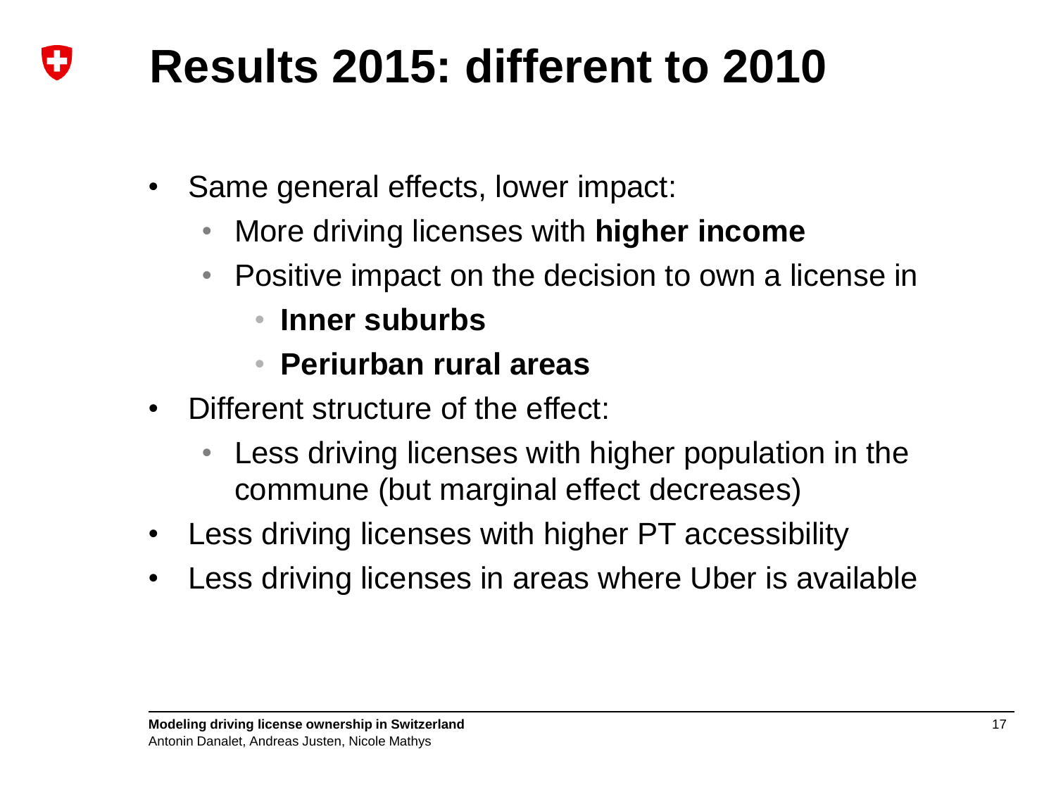# Results 2015: different to 2010

- Same general effects, lower impact:
  - More driving licenses with **higher income**
  - Positive impact on the decision to own a license in
    - **Inner suburbs**
    - **Periurban rural areas**
- Different structure of the effect:
  - Less driving licenses with higher population in the commune (but marginal effect decreases)
- Less driving licenses with higher PT accessibility
- Less driving licenses in areas where Uber is available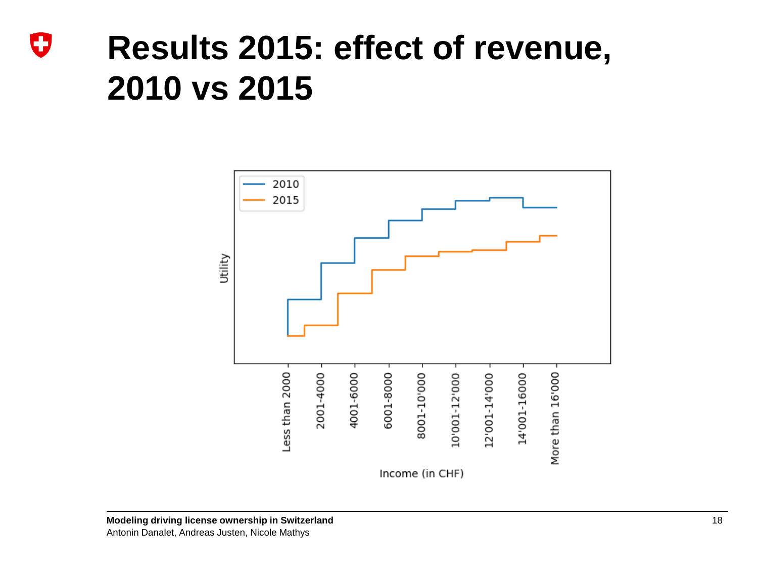# Results 2015: effect of revenue, 2010 vs 2015

Legend: 2010, 2015

Utility

Less than 2000, 2001-4000, 4001-6000, 6001-8000, 8001-10'000, 10'001-12'000, 12'001-14'000, 14'001-16000, More than 16'000

Income (in CHF)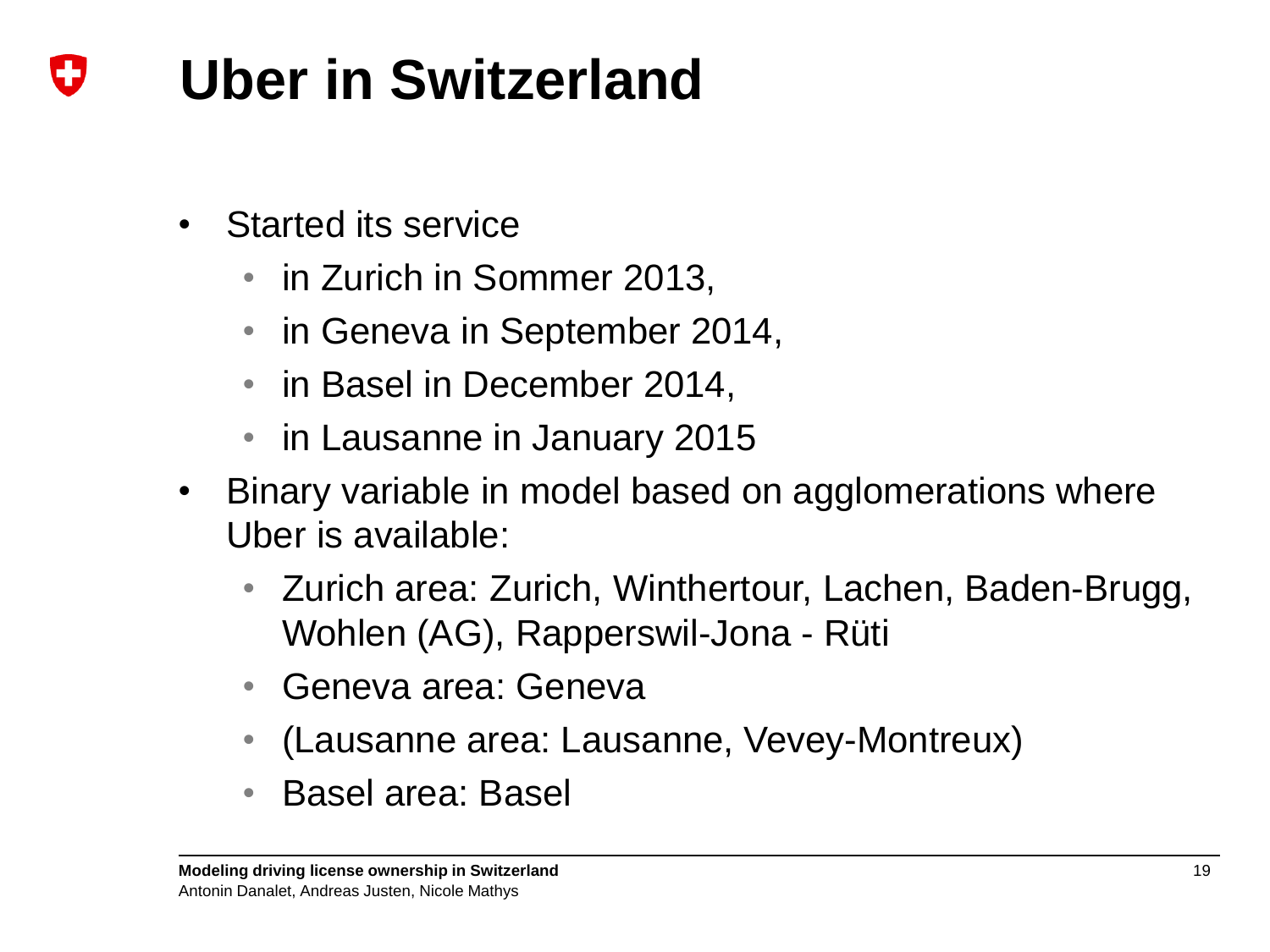# Uber in Switzerland

- Started its service
  - in Zurich in Sommer 2013,
  - in Geneva in September 2014,
  - in Basel in December 2014,
  - in Lausanne in January 2015
- Binary variable in model based on agglomerations where Uber is available:
  - Zurich area: Zurich, Winthertour, Lachen, Baden-Brugg, Wohlen (AG), Rapperswil-Jona - Rüti
  - Geneva area: Geneva
  - (Lausanne area: Lausanne, Vevey-Montreux)
  - Basel area: Basel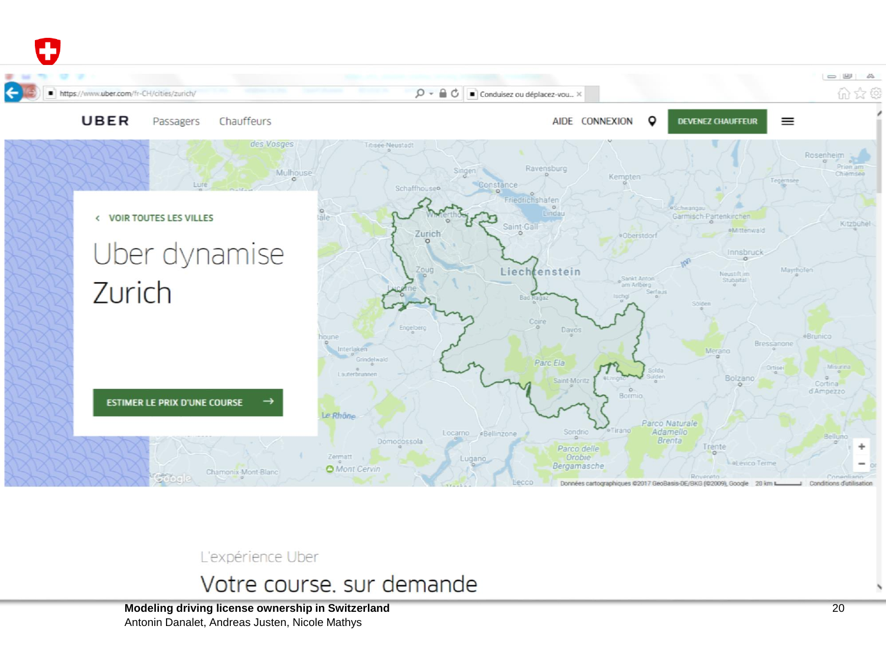UBER Passagers Chauffeurs AIDE CONNEXION DEVENEZ CHAUFFEUR

< VOIR TOUTES LES VILLES

# Uber dynamise Zurich

ESTIMER LE PRIX D'UNE COURSE →

L'expérience Uber

## Votre course, sur demande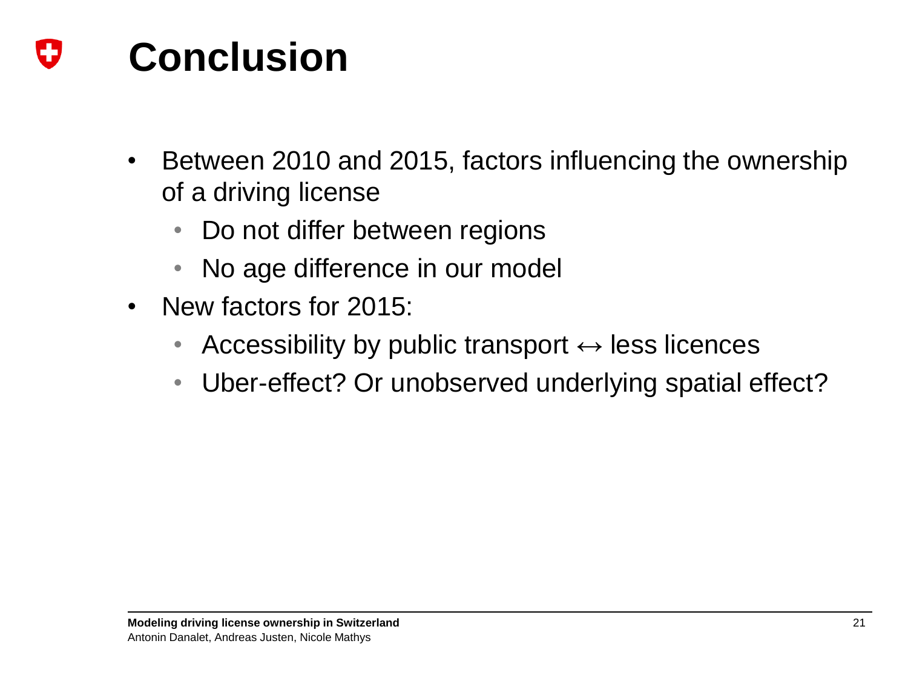# Conclusion

- Between 2010 and 2015, factors influencing the ownership of a driving license
  - Do not differ between regions
  - No age difference in our model
- New factors for 2015:
  - Accessibility by public transport $\leftrightarrow$ less licences
  - Uber-effect? Or unobserved underlying spatial effect?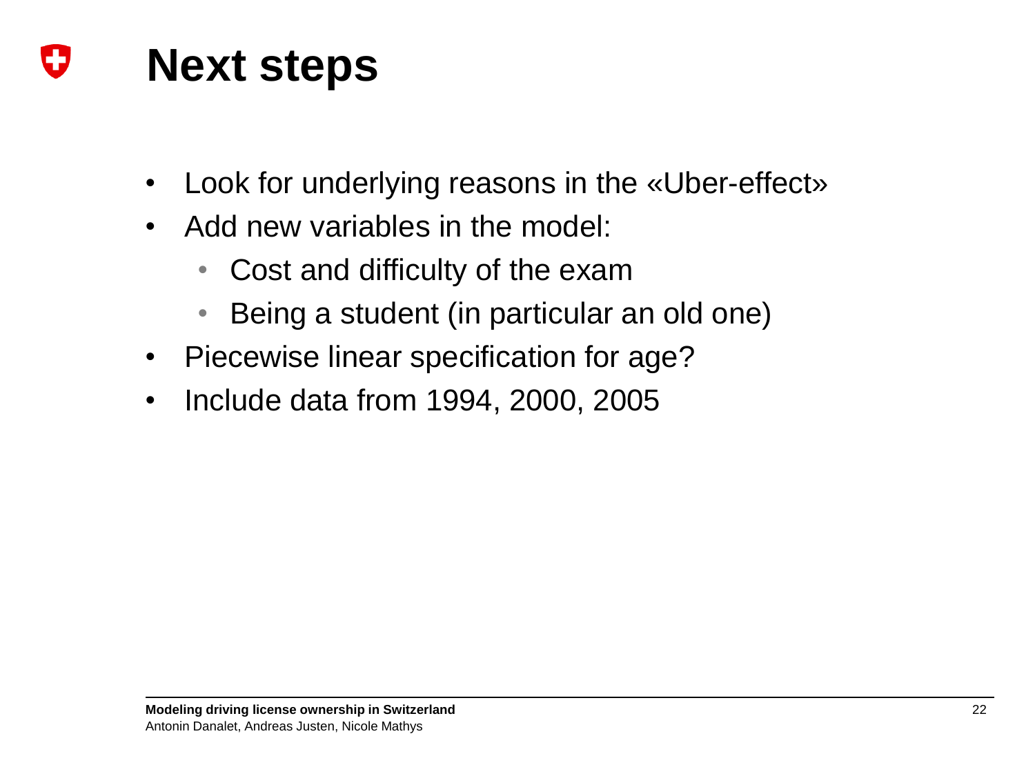# Next steps

- Look for underlying reasons in the «Uber-effect»
- Add new variables in the model:
  - Cost and difficulty of the exam
  - Being a student (in particular an old one)
- Piecewise linear specification for age?
- Include data from 1994, 2000, 2005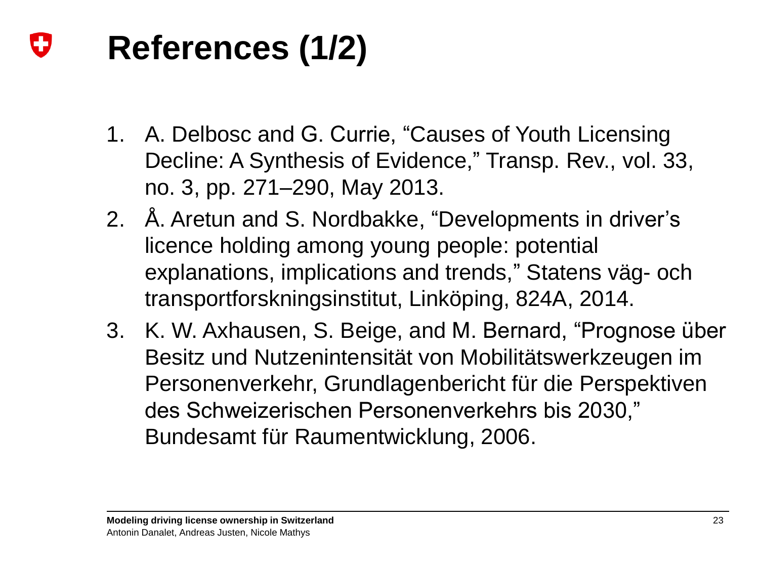# References (1/2)

1. A. Delbosc and G. Currie, “Causes of Youth Licensing Decline: A Synthesis of Evidence,” Transp. Rev., vol. 33, no. 3, pp. 271–290, May 2013.
2. Å. Aretun and S. Nordbakke, “Developments in driver’s licence holding among young people: potential explanations, implications and trends,” Statens väg- och transportforskningsinstitut, Linköping, 824A, 2014.
3. K. W. Axhausen, S. Beige, and M. Bernard, “Prognose über Besitz und Nutzenintensität von Mobilitätswerkzeugen im Personenverkehr, Grundlagenbericht für die Perspektiven des Schweizerischen Personenverkehrs bis 2030,” Bundesamt für Raumentwicklung, 2006.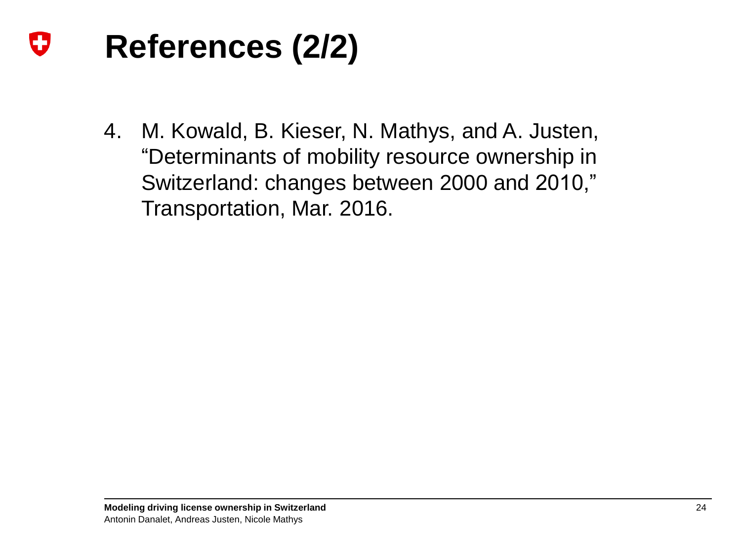# References (2/2)

4. M. Kowald, B. Kieser, N. Mathys, and A. Justen, "Determinants of mobility resource ownership in Switzerland: changes between 2000 and 2010," Transportation, Mar. 2016.